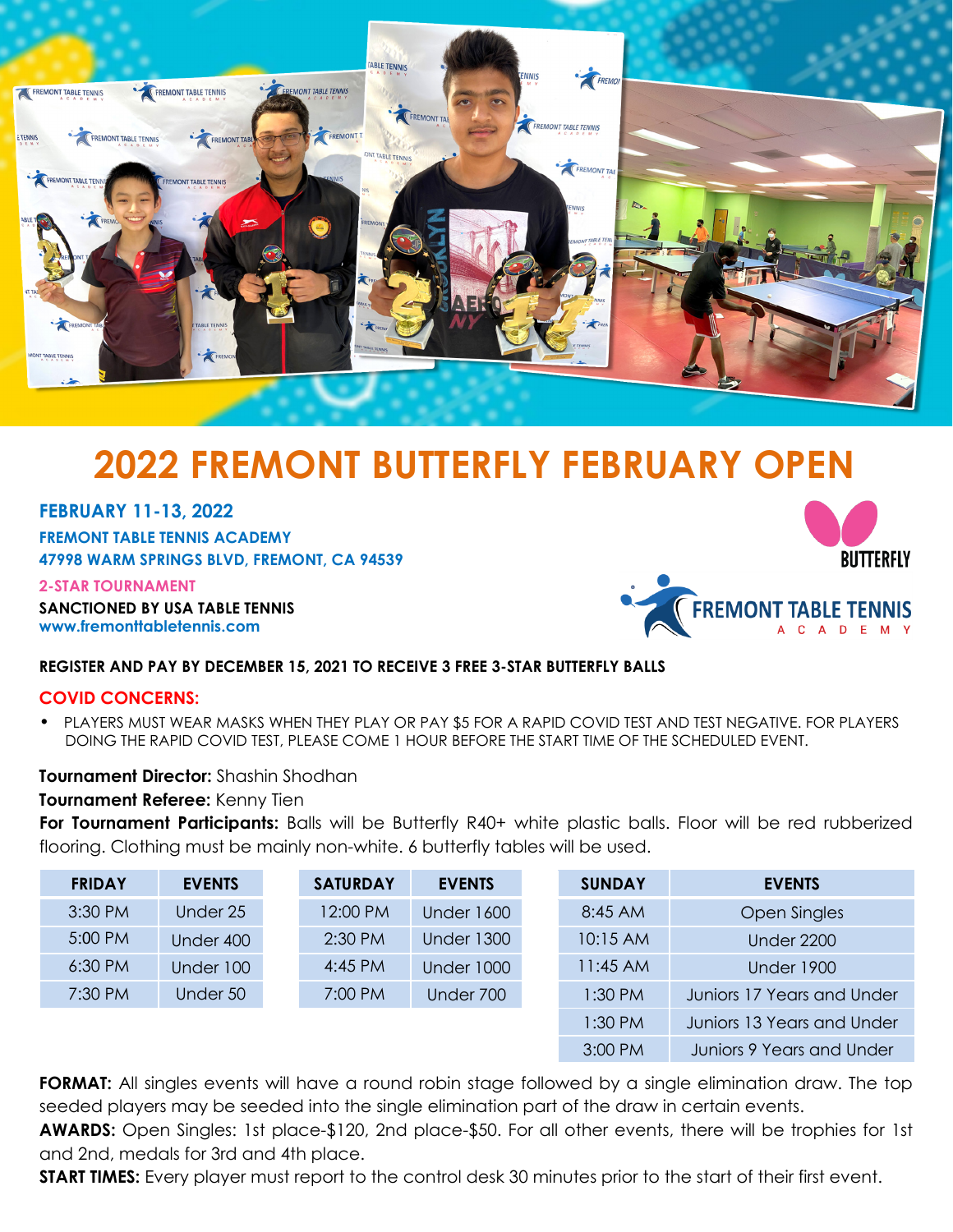# 2022 FREMONT BUTTERFLY FEBRUARY OPEN

**FEBRUARY 11-13, 2022**

**FREMONT TABLE TENNIS ACADEMY**

**47998 WARM SPRINGS BLVD, FREMONT, CA 94539**

**2-STAR TOURNAMENT**

**SANCTIONED BY USA TABLE TENNIS**

**www.fremonttabletennis.com**

**REGISTER AND PAY BY DECEMBER 15, 2021 TO RECEIVE 3 FREE 3-STAR BUTTERFLY BALLS**

**COVID CONCERNS:**

- PLAYERS MUST WEAR MASKS WHEN THEY PLAY OR PAY $5 FOR A RAPID COVID TEST AND TEST NEGATIVE. FOR PLAYERS DOING THE RAPID COVID TEST, PLEASE COME 1 HOUR BEFORE THE START TIME OF THE SCHEDULED EVENT.

**Tournament Director:** Shashin Shodhan

**Tournament Referee:** Kenny Tien

**For Tournament Participants:** Balls will be Butterfly R40+ white plastic balls. Floor will be red rubberized flooring. Clothing must be mainly non-white. 6 butterfly tables will be used.

| FRIDAY | EVENTS |
|---|---|
| 3:30 PM | Under 25 |
| 5:00 PM | Under 400 |
| 6:30 PM | Under 100 |
| 7:30 PM | Under 50 |

| SATURDAY | EVENTS |
|---|---|
| 12:00 PM | Under 1600 |
| 2:30 PM | Under 1300 |
| 4:45 PM | Under 1000 |
| 7:00 PM | Under 700 |

| SUNDAY | EVENTS |
|---|---|
| 8:45 AM | Open Singles |
| 10:15 AM | Under 2200 |
| 11:45 AM | Under 1900 |
| 1:30 PM | Juniors 17 Years and Under |
| 1:30 PM | Juniors 13 Years and Under |
| 3:00 PM | Juniors 9 Years and Under |

**FORMAT:** All singles events will have a round robin stage followed by a single elimination draw. The top seeded players may be seeded into the single elimination part of the draw in certain events.

**AWARDS:** Open Singles: 1st place-$120, 2nd place-$50. For all other events, there will be trophies for 1st and 2nd, medals for 3rd and 4th place.

**START TIMES:** Every player must report to the control desk 30 minutes prior to the start of their first event.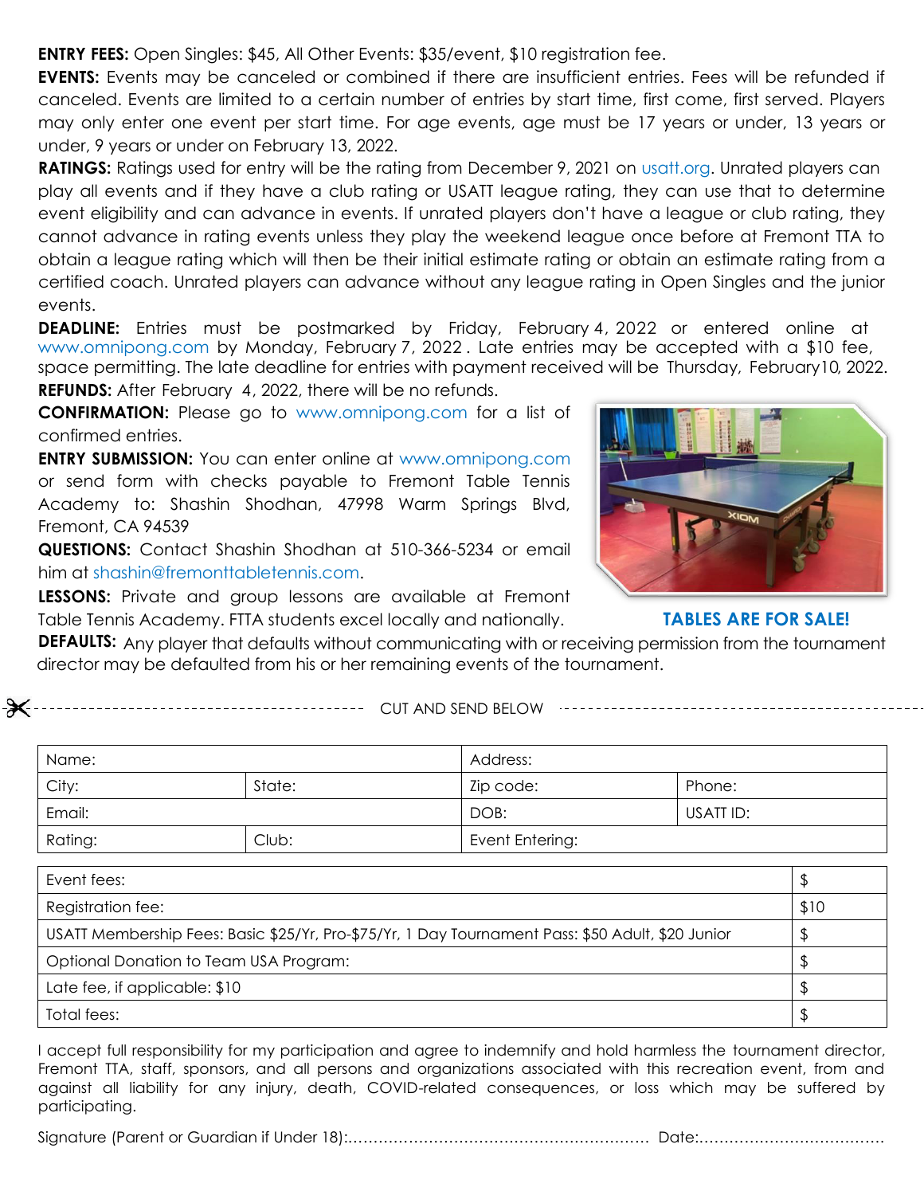**ENTRY FEES:** Open Singles: $45, All Other Events: $35/event, $10 registration fee.

**EVENTS:** Events may be canceled or combined if there are insufficient entries. Fees will be refunded if canceled. Events are limited to a certain number of entries by start time, first come, first served. Players may only enter one event per start time. For age events, age must be 17 years or under, 13 years or under, 9 years or under on February 13, 2022.

**RATINGS:** Ratings used for entry will be the rating from December 9, 2021 on usatt.org. Unrated players can play all events and if they have a club rating or USATT league rating, they can use that to determine event eligibility and can advance in events. If unrated players don't have a league or club rating, they cannot advance in rating events unless they play the weekend league once before at Fremont TTA to obtain a league rating which will then be their initial estimate rating or obtain an estimate rating from a certified coach. Unrated players can advance without any league rating in Open Singles and the junior events.

**DEADLINE:** Entries must be postmarked by Friday, February 4, 2022 or entered online at www.omnipong.com by Monday, February 7, 2022. Late entries may be accepted with a $10 fee, space permitting. The late deadline for entries with payment received will be Thursday, February10, 2022.

**REFUNDS:** After February 4, 2022, there will be no refunds.

**CONFIRMATION:** Please go to www.omnipong.com for a list of confirmed entries.

**ENTRY SUBMISSION:** You can enter online at www.omnipong.com or send form with checks payable to Fremont Table Tennis Academy to: Shashin Shodhan, 47998 Warm Springs Blvd, Fremont, CA 94539

**QUESTIONS:** Contact Shashin Shodhan at 510-366-5234 or email him at shashin@fremonttabletennis.com.

**LESSONS:** Private and group lessons are available at Fremont Table Tennis Academy. FTTA students excel locally and nationally.

**TABLES ARE FOR SALE!**

**DEFAULTS:** Any player that defaults without communicating with or receiving permission from the tournament director may be defaulted from his or her remaining events of the tournament.

CUT AND SEND BELOW

| | | | |
|---|---|---|---|
| Name: | | Address: | |
| City: | State: | Zip code: | Phone: |
| Email: | | DOB: | USATT ID: |
| Rating: | Club: | Event Entering: | |

| | |
|---|---|
| Event fees: | $ |
| Registration fee: | $10 |
| USATT Membership Fees: Basic $25/Yr, Pro-$75/Yr, 1 Day Tournament Pass: $50 Adult, $20 Junior | $ |
| Optional Donation to Team USA Program: | $ |
| Late fee, if applicable: $10 | $ |
| Total fees: | $ |

I accept full responsibility for my participation and agree to indemnify and hold harmless the tournament director, Fremont TTA, staff, sponsors, and all persons and organizations associated with this recreation event, from and against all liability for any injury, death, COVID-related consequences, or loss which may be suffered by participating.

Signature (Parent or Guardian if Under 18):……………………………………………………… Date:………………………………